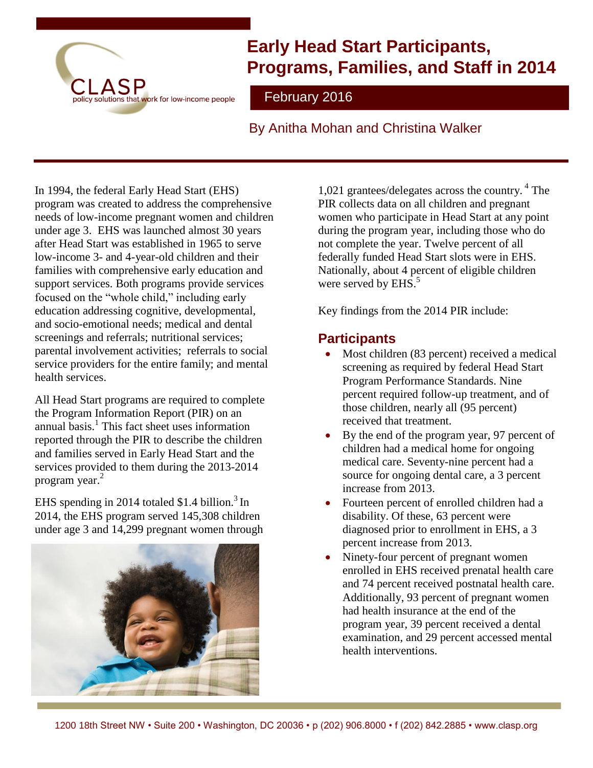# Early Head Start Participants, Programs, Families, and Staff in 2014

February 2016

By Anitha Mohan and Christina Walker

In 1994, the federal Early Head Start (EHS) program was created to address the comprehensive needs of low-income pregnant women and children under age 3. EHS was launched almost 30 years after Head Start was established in 1965 to serve low-income 3- and 4-year-old children and their families with comprehensive early education and support services. Both programs provide services focused on the "whole child," including early education addressing cognitive, developmental, and socio-emotional needs; medical and dental screenings and referrals; nutritional services; parental involvement activities; referrals to social service providers for the entire family; and mental health services.

All Head Start programs are required to complete the Program Information Report (PIR) on an annual basis.[1] This fact sheet uses information reported through the PIR to describe the children and families served in Early Head Start and the services provided to them during the 2013-2014 program year.[2]

EHS spending in 2014 totaled $1.4 billion.[3] In 2014, the EHS program served 145,308 children under age 3 and 14,299 pregnant women through 1,021 grantees/delegates across the country.[4] The PIR collects data on all children and pregnant women who participate in Head Start at any point during the program year, including those who do not complete the year. Twelve percent of all federally funded Head Start slots were in EHS. Nationally, about 4 percent of eligible children were served by EHS.[5]

Key findings from the 2014 PIR include:

## Participants

- Most children (83 percent) received a medical screening as required by federal Head Start Program Performance Standards. Nine percent required follow-up treatment, and of those children, nearly all (95 percent) received that treatment.
- By the end of the program year, 97 percent of children had a medical home for ongoing medical care. Seventy-nine percent had a source for ongoing dental care, a 3 percent increase from 2013.
- Fourteen percent of enrolled children had a disability. Of these, 63 percent were diagnosed prior to enrollment in EHS, a 3 percent increase from 2013.
- Ninety-four percent of pregnant women enrolled in EHS received prenatal health care and 74 percent received postnatal health care. Additionally, 93 percent of pregnant women had health insurance at the end of the program year, 39 percent received a dental examination, and 29 percent accessed mental health interventions.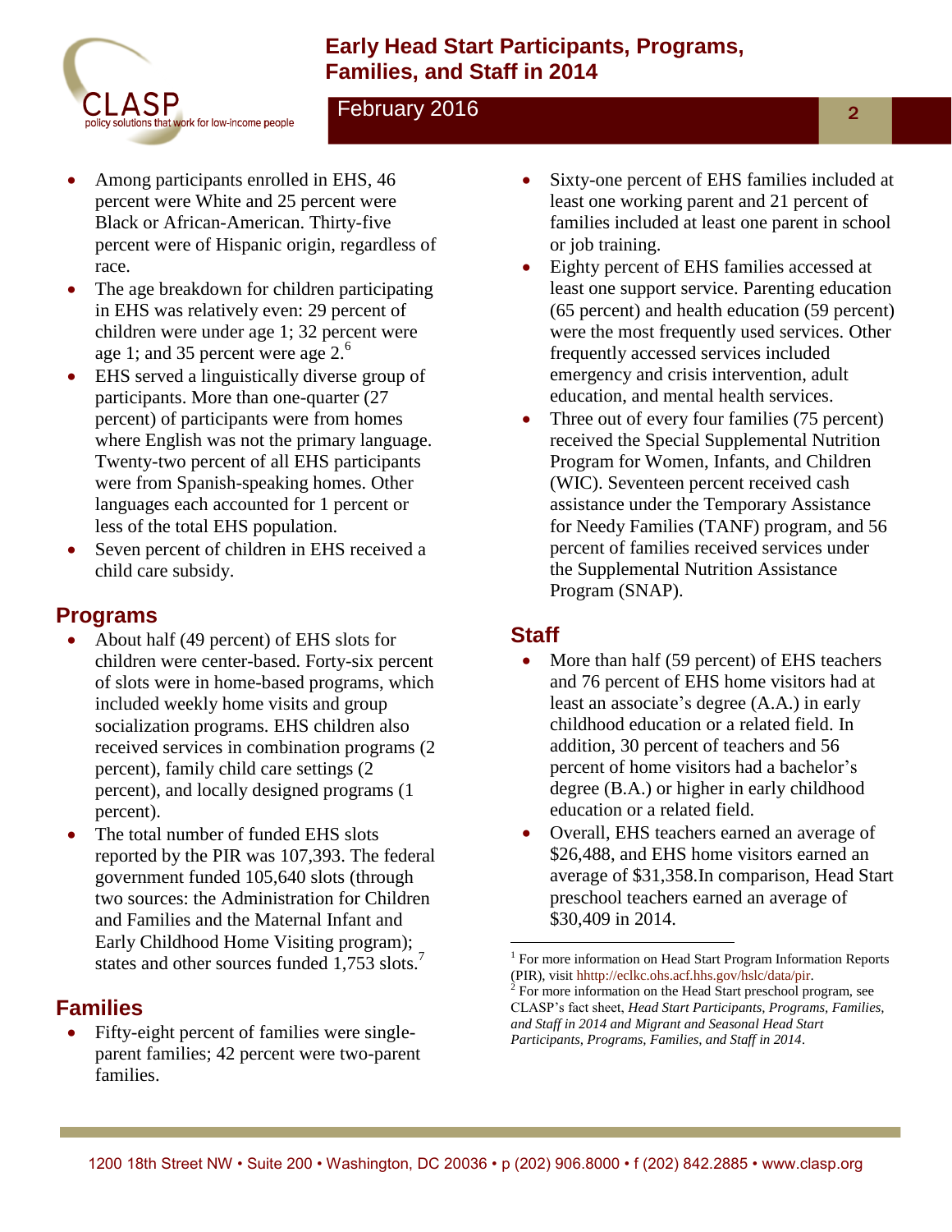- Among participants enrolled in EHS, 46 percent were White and 25 percent were Black or African-American. Thirty-five percent were of Hispanic origin, regardless of race.
- The age breakdown for children participating in EHS was relatively even: 29 percent of children were under age 1; 32 percent were age 1; and 35 percent were age 2.[6]
- EHS served a linguistically diverse group of participants. More than one-quarter (27 percent) of participants were from homes where English was not the primary language. Twenty-two percent of all EHS participants were from Spanish-speaking homes. Other languages each accounted for 1 percent or less of the total EHS population.
- Seven percent of children in EHS received a child care subsidy.

## Programs

- About half (49 percent) of EHS slots for children were center-based. Forty-six percent of slots were in home-based programs, which included weekly home visits and group socialization programs. EHS children also received services in combination programs (2 percent), family child care settings (2 percent), and locally designed programs (1 percent).
- The total number of funded EHS slots reported by the PIR was 107,393. The federal government funded 105,640 slots (through two sources: the Administration for Children and Families and the Maternal Infant and Early Childhood Home Visiting program); states and other sources funded 1,753 slots.[7]

## Families

- Fifty-eight percent of families were single-parent families; 42 percent were two-parent families.
- Sixty-one percent of EHS families included at least one working parent and 21 percent of families included at least one parent in school or job training.
- Eighty percent of EHS families accessed at least one support service. Parenting education (65 percent) and health education (59 percent) were the most frequently used services. Other frequently accessed services included emergency and crisis intervention, adult education, and mental health services.
- Three out of every four families (75 percent) received the Special Supplemental Nutrition Program for Women, Infants, and Children (WIC). Seventeen percent received cash assistance under the Temporary Assistance for Needy Families (TANF) program, and 56 percent of families received services under the Supplemental Nutrition Assistance Program (SNAP).

## Staff

- More than half (59 percent) of EHS teachers and 76 percent of EHS home visitors had at least an associate's degree (A.A.) in early childhood education or a related field. In addition, 30 percent of teachers and 56 percent of home visitors had a bachelor's degree (B.A.) or higher in early childhood education or a related field.
- Overall, EHS teachers earned an average of $26,488, and EHS home visitors earned an average of $31,358.In comparison, Head Start preschool teachers earned an average of $30,409 in 2014.

---

[1] For more information on Head Start Program Information Reports (PIR), visit hhttp://eclkc.ohs.acf.hhs.gov/hslc/data/pir.

[2] For more information on the Head Start preschool program, see CLASP's fact sheet, *Head Start Participants, Programs, Families, and Staff in 2014 and Migrant and Seasonal Head Start Participants, Programs, Families, and Staff in 2014*.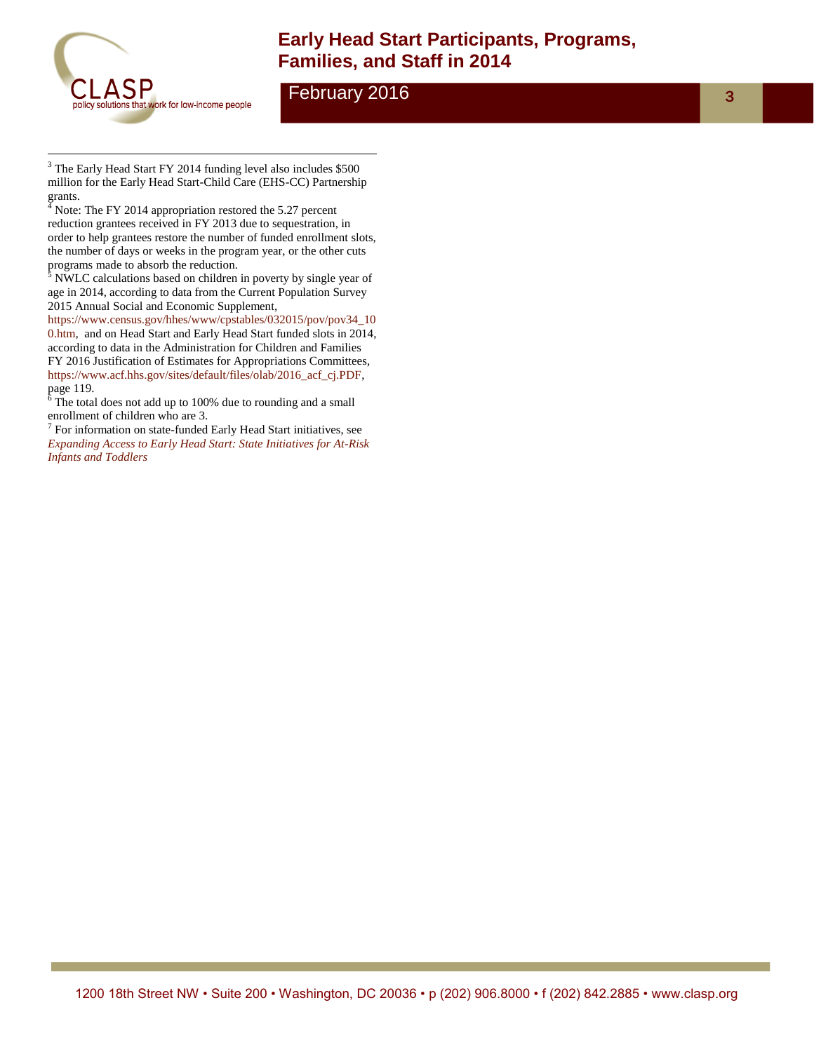[3] The Early Head Start FY 2014 funding level also includes $500 million for the Early Head Start-Child Care (EHS-CC) Partnership grants.

[4] Note: The FY 2014 appropriation restored the 5.27 percent reduction grantees received in FY 2013 due to sequestration, in order to help grantees restore the number of funded enrollment slots, the number of days or weeks in the program year, or the other cuts programs made to absorb the reduction.

[5] NWLC calculations based on children in poverty by single year of age in 2014, according to data from the Current Population Survey 2015 Annual Social and Economic Supplement, https://www.census.gov/hhes/www/cpstables/032015/pov/pov34_100.htm, and on Head Start and Early Head Start funded slots in 2014, according to data in the Administration for Children and Families FY 2016 Justification of Estimates for Appropriations Committees, https://www.acf.hhs.gov/sites/default/files/olab/2016_acf_cj.PDF, page 119.

[6] The total does not add up to 100% due to rounding and a small enrollment of children who are 3.

[7] For information on state-funded Early Head Start initiatives, see *Expanding Access to Early Head Start: State Initiatives for At-Risk Infants and Toddlers*